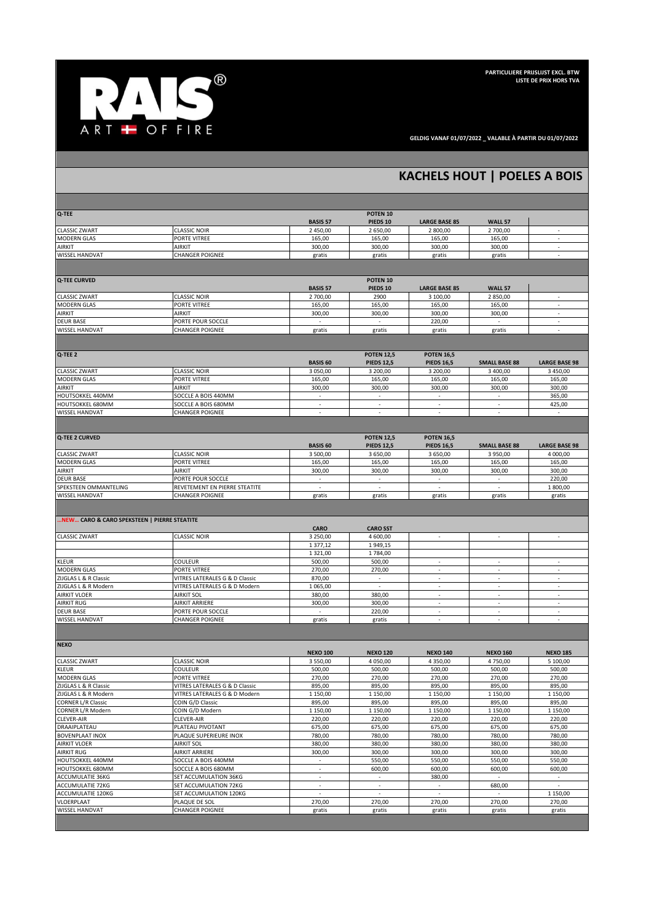RAIS® ART OF FIRE

**PARTICULIERE PRIJSLIJST EXCL. BTW**
**LISTE DE PRIX HORS TVA**

**GELDIG VANAF 01/07/2022 _ VALABLE À PARTIR DU 01/07/2022**

# KACHELS HOUT | POELES A BOIS

| Q-TEE | | BASIS 57 | POTEN 10 PIEDS 10 | LARGE BASE 85 | WALL 57 | |
|---|---|---|---|---|---|---|
| CLASSIC ZWART | CLASSIC NOIR | 2 450,00 | 2 650,00 | 2 800,00 | 2 700,00 | - |
| MODERN GLAS | PORTE VITREE | 165,00 | 165,00 | 165,00 | 165,00 | - |
| AIRKIT | AIRKIT | 300,00 | 300,00 | 300,00 | 300,00 | - |
| WISSEL HANDVAT | CHANGER POIGNEE | gratis | gratis | gratis | gratis | - |

| Q-TEE CURVED | | BASIS 57 | POTEN 10 PIEDS 10 | LARGE BASE 85 | WALL 57 | |
|---|---|---|---|---|---|---|
| CLASSIC ZWART | CLASSIC NOIR | 2 700,00 | 2900 | 3 100,00 | 2 850,00 | - |
| MODERN GLAS | PORTE VITREE | 165,00 | 165,00 | 165,00 | 165,00 | - |
| AIRKIT | AIRKIT | 300,00 | 300,00 | 300,00 | 300,00 | - |
| DEUR BASE | PORTE POUR SOCCLE | - | - | 220,00 | - | - |
| WISSEL HANDVAT | CHANGER POIGNEE | gratis | gratis | gratis | gratis | - |

| Q-TEE 2 | | BASIS 60 | POTEN 12,5 PIEDS 12,5 | POTEN 16,5 PIEDS 16,5 | SMALL BASE 88 | LARGE BASE 98 |
|---|---|---|---|---|---|---|
| CLASSIC ZWART | CLASSIC NOIR | 3 050,00 | 3 200,00 | 3 200,00 | 3 400,00 | 3 450,00 |
| MODERN GLAS | PORTE VITREE | 165,00 | 165,00 | 165,00 | 165,00 | 165,00 |
| AIRKIT | AIRKIT | 300,00 | 300,00 | 300,00 | 300,00 | 300,00 |
| HOUTSOKKEL 440MM | SOCCLE A BOIS 440MM | - | - | - | - | 365,00 |
| HOUTSOKKEL 680MM | SOCCLE A BOIS 680MM | - | - | - | - | 425,00 |
| WISSEL HANDVAT | CHANGER POIGNEE | - | - | - | - | - |

| Q-TEE 2 CURVED | | BASIS 60 | POTEN 12,5 PIEDS 12,5 | POTEN 16,5 PIEDS 16,5 | SMALL BASE 88 | LARGE BASE 98 |
|---|---|---|---|---|---|---|
| CLASSIC ZWART | CLASSIC NOIR | 3 500,00 | 3 650,00 | 3 650,00 | 3 950,00 | 4 000,00 |
| MODERN GLAS | PORTE VITREE | 165,00 | 165,00 | 165,00 | 165,00 | 165,00 |
| AIRKIT | AIRKIT | 300,00 | 300,00 | 300,00 | 300,00 | 300,00 |
| DEUR BASE | PORTE POUR SOCCLE | - | - | - | - | 220,00 |
| SPEKSTEEN OMMANTELING | REVETEMENT EN PIERRE STEATITE | - | - | - | - | 1 800,00 |
| WISSEL HANDVAT | CHANGER POIGNEE | gratis | gratis | gratis | gratis | gratis |

| ...NEW... CARO & CARO SPEKSTEEN \| PIERRE STEATITE | | CARO | CARO SST | | | |
|---|---|---|---|---|---|---|
| CLASSIC ZWART | CLASSIC NOIR | 3 250,00 | 4 600,00 | - | - | - |
| | | 1 377,12 | 1 949,15 | | | |
| | | 1 321,00 | 1 784,00 | | | |
| KLEUR | COULEUR | 500,00 | 500,00 | - | - | - |
| MODERN GLAS | PORTE VITREE | 270,00 | 270,00 | - | - | - |
| ZIJGLAS L & R Classic | VITRES LATERALES G & D Classic | 870,00 | - | - | - | - |
| ZIJGLAS L & R Modern | VITRES LATERALES G & D Modern | 1 065,00 | - | - | - | - |
| AIRKIT VLOER | AIRKIT SOL | 380,00 | 380,00 | - | - | - |
| AIRKIT RUG | AIRKIT ARRIERE | 300,00 | 300,00 | - | - | - |
| DEUR BASE | PORTE POUR SOCCLE | - | 220,00 | - | - | - |
| WISSEL HANDVAT | CHANGER POIGNEE | gratis | gratis | - | - | - |

| NEXO | | NEXO 100 | NEXO 120 | NEXO 140 | NEXO 160 | NEXO 185 |
|---|---|---|---|---|---|---|
| CLASSIC ZWART | CLASSIC NOIR | 3 550,00 | 4 050,00 | 4 350,00 | 4 750,00 | 5 100,00 |
| KLEUR | COULEUR | 500,00 | 500,00 | 500,00 | 500,00 | 500,00 |
| MODERN GLAS | PORTE VITREE | 270,00 | 270,00 | 270,00 | 270,00 | 270,00 |
| ZIJGLAS L & R Classic | VITRES LATERALES G & D Classic | 895,00 | 895,00 | 895,00 | 895,00 | 895,00 |
| ZIJGLAS L & R Modern | VITRES LATERALES G & D Modern | 1 150,00 | 1 150,00 | 1 150,00 | 1 150,00 | 1 150,00 |
| CORNER L/R Classic | COIN G/D Classic | 895,00 | 895,00 | 895,00 | 895,00 | 895,00 |
| CORNER L/R Modern | COIN G/D Modern | 1 150,00 | 1 150,00 | 1 150,00 | 1 150,00 | 1 150,00 |
| CLEVER-AIR | CLEVER-AIR | 220,00 | 220,00 | 220,00 | 220,00 | 220,00 |
| DRAAIPLATEAU | PLATEAU PIVOTANT | 675,00 | 675,00 | 675,00 | 675,00 | 675,00 |
| BOVENPLAAT INOX | PLAQUE SUPERIEURE INOX | 780,00 | 780,00 | 780,00 | 780,00 | 780,00 |
| AIRKIT VLOER | AIRKIT SOL | 380,00 | 380,00 | 380,00 | 380,00 | 380,00 |
| AIRKIT RUG | AIRKIT ARRIERE | 300,00 | 300,00 | 300,00 | 300,00 | 300,00 |
| HOUTSOKKEL 440MM | SOCCLE A BOIS 440MM | - | 550,00 | 550,00 | 550,00 | 550,00 |
| HOUTSOKKEL 680MM | SOCCLE A BOIS 680MM | - | 600,00 | 600,00 | 600,00 | 600,00 |
| ACCUMULATIE 36KG | SET ACCUMULATION 36KG | - | - | 380,00 | - | - |
| ACCUMULATIE 72KG | SET ACCUMULATION 72KG | - | - | - | 680,00 | - |
| ACCUMULATIE 120KG | SET ACCUMULATION 120KG | - | - | - | - | 1 150,00 |
| VLOERPLAAT | PLAQUE DE SOL | 270,00 | 270,00 | 270,00 | 270,00 | 270,00 |
| WISSEL HANDVAT | CHANGER POIGNEE | gratis | gratis | gratis | gratis | gratis |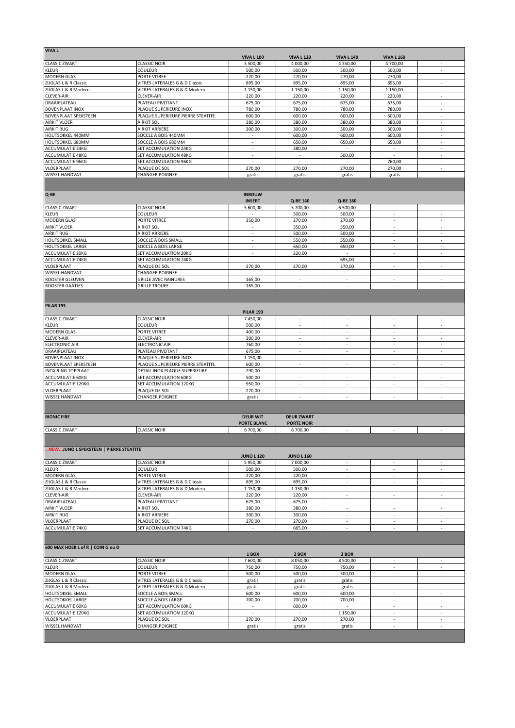| VIVA L | | VIVA L 100 | VIVA L 120 | VIVA L 140 | VIVA L 160 | |
|---|---|---|---|---|---|---|
| CLASSIC ZWART | CLASSIC NOIR | 3 500,00 | 4 000,00 | 4 350,00 | 4 700,00 | - |
| KLEUR | COULEUR | 500,00 | 500,00 | 500,00 | 500,00 | - |
| MODERN GLAS | PORTE VITREE | 270,00 | 270,00 | 270,00 | 270,00 | - |
| ZIJGLAS L & R Classic | VITRES LATERALES G & D Classic | 895,00 | 895,00 | 895,00 | 895,00 | - |
| ZIJGLAS L & R Modern | VITRES LATERALES G & D Modern | 1 150,00 | 1 150,00 | 1 150,00 | 1 150,00 | - |
| CLEVER-AIR | CLEVER-AIR | 220,00 | 220,00 | 220,00 | 220,00 | - |
| DRAAIPLATEAU | PLATEAU PIVOTANT | 675,00 | 675,00 | 675,00 | 675,00 | - |
| BOVENPLAAT INOX | PLAQUE SUPERIEURE INOX | 780,00 | 780,00 | 780,00 | 780,00 | - |
| BOVENPLAAT SPEKSTEEN | PLAQUE SUPERIEURE PIERRE STEATITE | 600,00 | 600,00 | 600,00 | 600,00 | - |
| AIRKIT VLOER | AIRKIT SOL | 380,00 | 380,00 | 380,00 | 380,00 | - |
| AIRKIT RUG | AIRKIT ARRIERE | 300,00 | 300,00 | 300,00 | 300,00 | - |
| HOUTSOKKEL 440MM | SOCCLE A BOIS 440MM | - | 600,00 | 600,00 | 600,00 | - |
| HOUTSOKKEL 680MM | SOCCLE A BOIS 680MM | - | 650,00 | 650,00 | 650,00 | - |
| ACCUMULATIE 24KG | SET ACCUMULATION 24KG | - | 380,00 | - | - | - |
| ACCUMULATIE 48KG | SET ACCUMULATION 48KG | - | - | 500,00 | - | - |
| ACCUMULATIE 96KG | SET ACCUMULATION 96KG | - | - | - | 760,00 | - |
| VLOERPLAAT | PLAQUE DE SOL | 270,00 | 270,00 | 270,00 | 270,00 | - |
| WISSEL HANDVAT | CHANGER POIGNEE | gratis | gratis | gratis | gratis | - |

| Q-BE | | INBOUW INSERT | Q-BE 140 | Q-BE 180 | | |
|---|---|---|---|---|---|---|
| CLASSIC ZWART | CLASSIC NOIR | 5 600,00 | 5 700,00 | 6 500,00 | - | - |
| KLEUR | COULEUR | - | 500,00 | 500,00 | - | - |
| MODERN GLAS | PORTE VITREE | 350,00 | 270,00 | 270,00 | - | - |
| AIRKIT VLOER | AIRKIT SOL | - | 350,00 | 350,00 | - | - |
| AIRKIT RUG | AIRKIT ARRIERE | - | 500,00 | 500,00 | - | - |
| HOUTSOKKEL SMALL | SOCCLE A BOIS SMALL | - | 550,00 | 550,00 | - | - |
| HOUTSOKKEL LARGE | SOCCLE A BOIS LARGE | - | 650,00 | 650,00 | - | - |
| ACCUMULATIE 20KG | SET ACCUMULATION 20KG | - | 220,00 | - | - | - |
| ACCUMULATIE 74KG | SET ACCUMULATION 74KG | - | - | 695,00 | - | - |
| VLOERPLAAT | PLAQUE DE SOL | 270,00 | 270,00 | 270,00 | - | - |
| WISSEL HANDVAT | CHANGER POIGNEE | - | - | - | - | - |
| ROOSTER GLEUVEN | GRILLE AVEC RAINURES | 165,00 | - | - | - | - |
| ROOSTER GAATJES | GRILLE TROUEE | 165,00 | - | - | - | - |

| PILAR 193 | | PILAR 193 | | | | |
|---|---|---|---|---|---|---|
| CLASSIC ZWART | CLASSIC NOIR | 7 450,00 | - | - | - | - |
| KLEUR | COULEUR | 500,00 | - | - | - | - |
| MODERN GLAS | PORTE VITREE | 400,00 | - | - | - | - |
| CLEVER-AIR | CLEVER-AIR | 300,00 | - | - | - | - |
| ELECTRONIC AIR | ELECTRONIC AIR | 760,00 | - | - | - | - |
| DRAAIPLATEAU | PLATEAU PIVOTANT | 675,00 | - | - | - | - |
| BOVENPLAAT INOX | PLAQUE SUPERIEURE INOX | 1 150,00 | - | - | - | - |
| BOVENPLAAT SPEKSTEEN | PLAQUE SUPERIEURE PIERRE STEATITE | 600,00 | - | - | - | - |
| INOX RING TOPPLAAT | DETAIL INOX PLAQUE SUPERIEURE | 290,00 | - | - | - | - |
| ACCUMULATIE 60KG | SET ACCUMULATION 60KG | 500,00 | - | - | - | - |
| ACCUMULATIE 120KG | SET ACCUMULATION 120KG | 950,00 | - | - | - | - |
| VLOERPLAAT | PLAQUE DE SOL | 270,00 | - | - | - | - |
| WISSEL HANDVAT | CHANGER POIGNEE | gratis | - | - | - | - |

| BIONIC FIRE | | DEUR WIT PORTE BLANC | DEUR ZWART PORTE NOIR | | | |
|---|---|---|---|---|---|---|
| CLASSIC ZWART | CLASSIC NOIR | 6 700,00 | 6 700,00 | - | - | - |

| ...NEW...JUNO L SPEKSTEEN \| PIERRE STEATITE | | JUNO L 120 | JUNO L 160 | | | |
|---|---|---|---|---|---|---|
| CLASSIC ZWART | CLASSIC NOIR | 5 950,00 | 7 000,00 | - | - | - |
| KLEUR | COULEUR | 500,00 | 500,00 | - | - | - |
| MODERN GLAS | PORTE VITREE | 220,00 | 220,00 | - | - | - |
| ZIJGLAS L & R Classic | VITRES LATERALES G & D Classic | 895,00 | 895,00 | - | - | - |
| ZIJGLAS L & R Modern | VITRES LATERALES G & D Modern | 1 150,00 | 1 150,00 | - | - | - |
| CLEVER-AIR | CLEVER-AIR | 220,00 | 220,00 | - | - | - |
| DRAAIPLATEAU | PLATEAU PIVOTANT | 675,00 | 675,00 | - | - | - |
| AIRKIT VLOER | AIRKIT SOL | 380,00 | 380,00 | - | - | - |
| AIRKIT RUG | AIRKIT ARRIERE | 300,00 | 300,00 | - | - | - |
| VLOERPLAAT | PLAQUE DE SOL | 270,00 | 270,00 | - | - | - |
| ACCUMULATIE 74KG | SET ACCUMULATION 74KG | - | 665,00 | - | - | - |

| 600 MAX HOEK L of R \| COIN G ou D | | 1 BOX | 2 BOX | 3 BOX | | |
|---|---|---|---|---|---|---|
| CLASSIC ZWART | CLASSIC NOIR | 7 600,00 | 8 050,00 | 8 500,00 | - | - |
| KLEUR | COULEUR | 750,00 | 750,00 | 750,00 | - | - |
| MODERN GLAS | PORTE VITREE | 500,00 | 500,00 | 500,00 | - | - |
| ZIJGLAS L & R Classic | VITRES LATERALES G & D Classic | gratis | gratis | gratis | | |
| ZIJGLAS L & R Modern | VITRES LATERALES G & D Modern | gratis | gratis | gratis | | |
| HOUTSOKKEL SMALL | SOCCLE A BOIS SMALL | 600,00 | 600,00 | 600,00 | - | - |
| HOUTSOKKEL LARGE | SOCCLE A BOIS LARGE | 700,00 | 700,00 | 700,00 | - | - |
| ACCUMULATIE 60KG | SET ACCUMULATION 60KG | - | 600,00 | - | - | - |
| ACCUMULATIE 120KG | SET ACCUMULATION 120KG | - | - | 1 150,00 | - | - |
| VLOERPLAAT | PLAQUE DE SOL | 270,00 | 270,00 | 270,00 | - | - |
| WISSEL HANDVAT | CHANGER POIGNEE | gratis | gratis | gratis | - | - |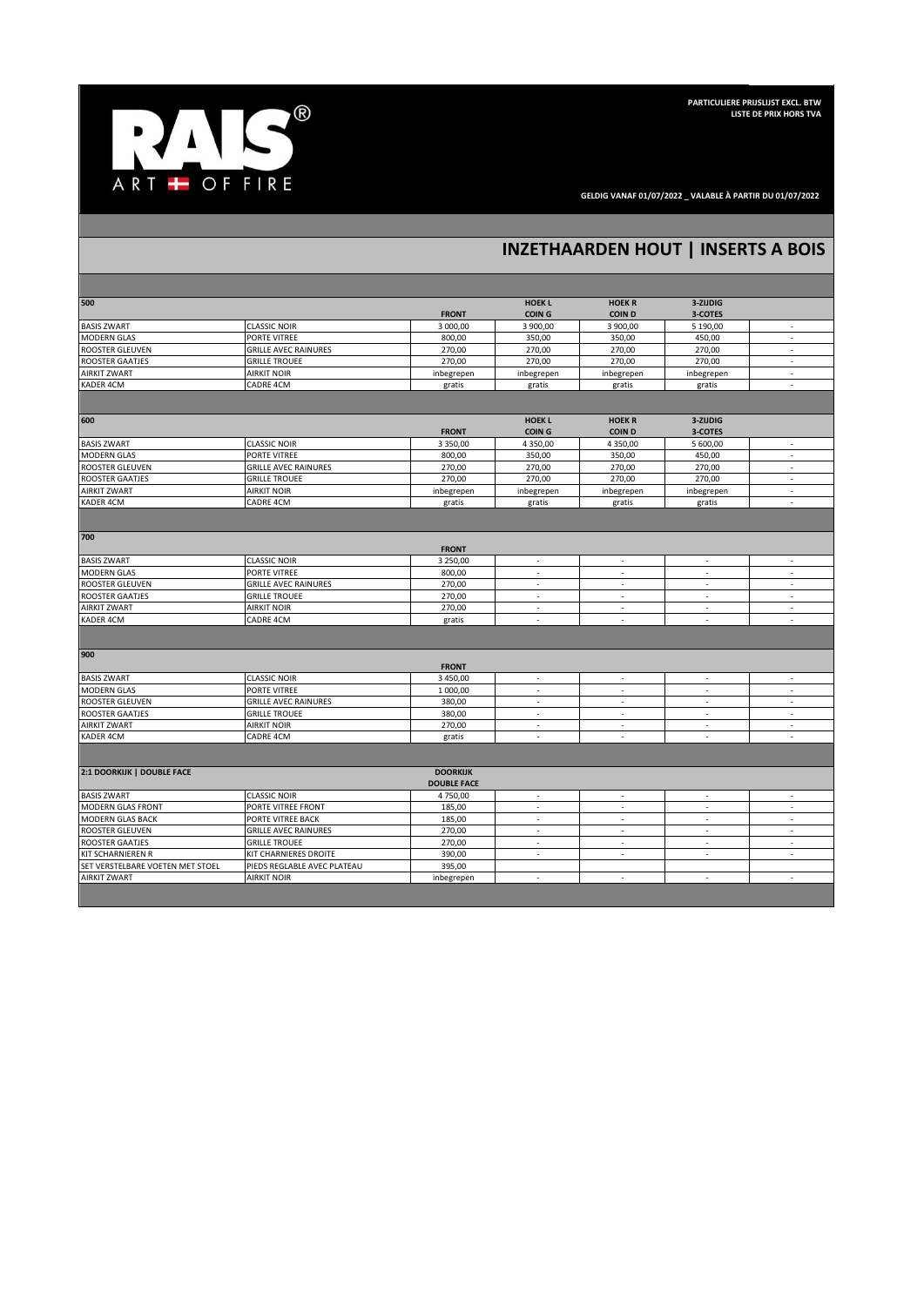RAIS®
ART OF FIRE

**PARTICULIERE PRIJSLIJST EXCL. BTW**
**LISTE DE PRIX HORS TVA**

**GELDIG VANAF 01/07/2022 _ VALABLE À PARTIR DU 01/07/2022**

# INZETHAARDEN HOUT | INSERTS A BOIS

| 500 | | FRONT | HOEK L COIN G | HOEK R COIN D | 3-ZIJDIG 3-COTES | |
|---|---|---|---|---|---|---|
| BASIS ZWART | CLASSIC NOIR | 3 000,00 | 3 900,00 | 3 900,00 | 5 190,00 | - |
| MODERN GLAS | PORTE VITREE | 800,00 | 350,00 | 350,00 | 450,00 | - |
| ROOSTER GLEUVEN | GRILLE AVEC RAINURES | 270,00 | 270,00 | 270,00 | 270,00 | - |
| ROOSTER GAATJES | GRILLE TROUEE | 270,00 | 270,00 | 270,00 | 270,00 | - |
| AIRKIT ZWART | AIRKIT NOIR | inbegrepen | inbegrepen | inbegrepen | inbegrepen | - |
| KADER 4CM | CADRE 4CM | gratis | gratis | gratis | gratis | - |

| 600 | | FRONT | HOEK L COIN G | HOEK R COIN D | 3-ZIJDIG 3-COTES | |
|---|---|---|---|---|---|---|
| BASIS ZWART | CLASSIC NOIR | 3 350,00 | 4 350,00 | 4 350,00 | 5 600,00 | - |
| MODERN GLAS | PORTE VITREE | 800,00 | 350,00 | 350,00 | 450,00 | - |
| ROOSTER GLEUVEN | GRILLE AVEC RAINURES | 270,00 | 270,00 | 270,00 | 270,00 | - |
| ROOSTER GAATJES | GRILLE TROUEE | 270,00 | 270,00 | 270,00 | 270,00 | - |
| AIRKIT ZWART | AIRKIT NOIR | inbegrepen | inbegrepen | inbegrepen | inbegrepen | - |
| KADER 4CM | CADRE 4CM | gratis | gratis | gratis | gratis | - |

| 700 | | FRONT | | | | |
|---|---|---|---|---|---|---|
| BASIS ZWART | CLASSIC NOIR | 3 250,00 | - | - | - | - |
| MODERN GLAS | PORTE VITREE | 800,00 | - | - | - | - |
| ROOSTER GLEUVEN | GRILLE AVEC RAINURES | 270,00 | - | - | - | - |
| ROOSTER GAATJES | GRILLE TROUEE | 270,00 | - | - | - | - |
| AIRKIT ZWART | AIRKIT NOIR | 270,00 | - | - | - | - |
| KADER 4CM | CADRE 4CM | gratis | - | - | - | - |

| 900 | | FRONT | | | | |
|---|---|---|---|---|---|---|
| BASIS ZWART | CLASSIC NOIR | 3 450,00 | - | - | - | - |
| MODERN GLAS | PORTE VITREE | 1 000,00 | - | - | - | - |
| ROOSTER GLEUVEN | GRILLE AVEC RAINURES | 380,00 | - | - | - | - |
| ROOSTER GAATJES | GRILLE TROUEE | 380,00 | - | - | - | - |
| AIRKIT ZWART | AIRKIT NOIR | 270,00 | - | - | - | - |
| KADER 4CM | CADRE 4CM | gratis | - | - | - | - |

| 2:1 DOORKIJK \| DOUBLE FACE | | DOORKIJK DOUBLE FACE | | | | |
|---|---|---|---|---|---|---|
| BASIS ZWART | CLASSIC NOIR | 4 750,00 | - | - | - | - |
| MODERN GLAS FRONT | PORTE VITREE FRONT | 185,00 | - | - | - | - |
| MODERN GLAS BACK | PORTE VITREE BACK | 185,00 | - | - | - | - |
| ROOSTER GLEUVEN | GRILLE AVEC RAINURES | 270,00 | - | - | - | - |
| ROOSTER GAATJES | GRILLE TROUEE | 270,00 | - | - | - | - |
| KIT SCHARNIEREN R | KIT CHARNIERES DROITE | 390,00 | - | - | - | - |
| SET VERSTELBARE VOETEN MET STOEL | PIEDS REGLABLE AVEC PLATEAU | 395,00 | | | | |
| AIRKIT ZWART | AIRKIT NOIR | inbegrepen | - | - | - | - |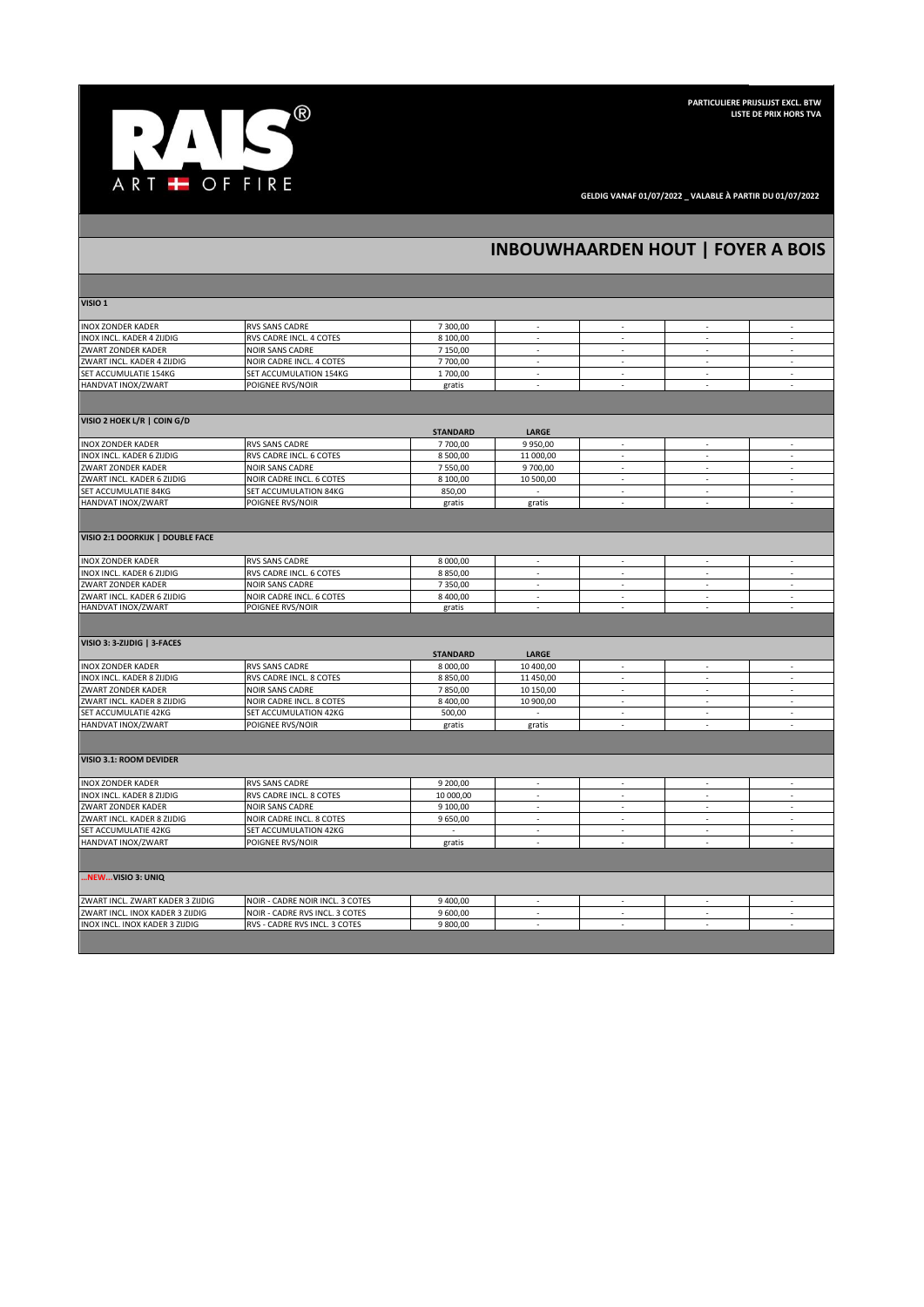RAIS® ART OF FIRE

**PARTICULIERE PRIJSLIJST EXCL. BTW**
**LISTE DE PRIX HORS TVA**

**GELDIG VANAF 01/07/2022 _ VALABLE À PARTIR DU 01/07/2022**

# INBOUWHAARDEN HOUT | FOYER A BOIS

## VISIO 1

| | | | | | | |
|---|---|---|---|---|---|---|
| INOX ZONDER KADER | RVS SANS CADRE | 7 300,00 | - | - | - | - |
| INOX INCL. KADER 4 ZIJDIG | RVS CADRE INCL. 4 COTES | 8 100,00 | - | - | - | - |
| ZWART ZONDER KADER | NOIR SANS CADRE | 7 150,00 | - | - | - | - |
| ZWART INCL. KADER 4 ZIJDIG | NOIR CADRE INCL. 4 COTES | 7 700,00 | - | - | - | - |
| SET ACCUMULATIE 154KG | SET ACCUMULATION 154KG | 1 700,00 | - | - | - | - |
| HANDVAT INOX/ZWART | POIGNEE RVS/NOIR | gratis | - | - | - | - |

## VISIO 2 HOEK L/R | COIN G/D

| | | STANDARD | LARGE | | | |
|---|---|---|---|---|---|---|
| INOX ZONDER KADER | RVS SANS CADRE | 7 700,00 | 9 950,00 | - | - | - |
| INOX INCL. KADER 6 ZIJDIG | RVS CADRE INCL. 6 COTES | 8 500,00 | 11 000,00 | - | - | - |
| ZWART ZONDER KADER | NOIR SANS CADRE | 7 550,00 | 9 700,00 | - | - | - |
| ZWART INCL. KADER 6 ZIJDIG | NOIR CADRE INCL. 6 COTES | 8 100,00 | 10 500,00 | - | - | - |
| SET ACCUMULATIE 84KG | SET ACCUMULATION 84KG | 850,00 | - | - | - | - |
| HANDVAT INOX/ZWART | POIGNEE RVS/NOIR | gratis | gratis | - | - | - |

## VISIO 2:1 DOORKIJK | DOUBLE FACE

| | | | | | | |
|---|---|---|---|---|---|---|
| INOX ZONDER KADER | RVS SANS CADRE | 8 000,00 | - | - | - | - |
| INOX INCL. KADER 6 ZIJDIG | RVS CADRE INCL. 6 COTES | 8 850,00 | - | - | - | - |
| ZWART ZONDER KADER | NOIR SANS CADRE | 7 350,00 | - | - | - | - |
| ZWART INCL. KADER 6 ZIJDIG | NOIR CADRE INCL. 6 COTES | 8 400,00 | - | - | - | - |
| HANDVAT INOX/ZWART | POIGNEE RVS/NOIR | gratis | - | - | - | - |

## VISIO 3: 3-ZIJDIG | 3-FACES

| | | STANDARD | LARGE | | | |
|---|---|---|---|---|---|---|
| INOX ZONDER KADER | RVS SANS CADRE | 8 000,00 | 10 400,00 | - | - | - |
| INOX INCL. KADER 8 ZIJDIG | RVS CADRE INCL. 8 COTES | 8 850,00 | 11 450,00 | - | - | - |
| ZWART ZONDER KADER | NOIR SANS CADRE | 7 850,00 | 10 150,00 | - | - | - |
| ZWART INCL. KADER 8 ZIJDIG | NOIR CADRE INCL. 8 COTES | 8 400,00 | 10 900,00 | - | - | - |
| SET ACCUMULATIE 42KG | SET ACCUMULATION 42KG | 500,00 | - | - | - | - |
| HANDVAT INOX/ZWART | POIGNEE RVS/NOIR | gratis | gratis | - | - | - |

## VISIO 3.1: ROOM DEVIDER

| | | | | | | |
|---|---|---|---|---|---|---|
| INOX ZONDER KADER | RVS SANS CADRE | 9 200,00 | - | - | - | - |
| INOX INCL. KADER 8 ZIJDIG | RVS CADRE INCL. 8 COTES | 10 000,00 | - | - | - | - |
| ZWART ZONDER KADER | NOIR SANS CADRE | 9 100,00 | - | - | - | - |
| ZWART INCL. KADER 8 ZIJDIG | NOIR CADRE INCL. 8 COTES | 9 650,00 | - | - | - | - |
| SET ACCUMULATIE 42KG | SET ACCUMULATION 42KG | - | - | - | - | - |
| HANDVAT INOX/ZWART | POIGNEE RVS/NOIR | gratis | - | - | - | - |

## ...NEW...VISIO 3: UNIQ

| | | | | | | |
|---|---|---|---|---|---|---|
| ZWART INCL. ZWART KADER 3 ZIJDIG | NOIR - CADRE NOIR INCL. 3 COTES | 9 400,00 | - | - | - | - |
| ZWART INCL. INOX KADER 3 ZIJDIG | NOIR - CADRE RVS INCL. 3 COTES | 9 600,00 | - | - | - | - |
| INOX INCL. INOX KADER 3 ZIJDIG | RVS - CADRE RVS INCL. 3 COTES | 9 800,00 | - | - | - | - |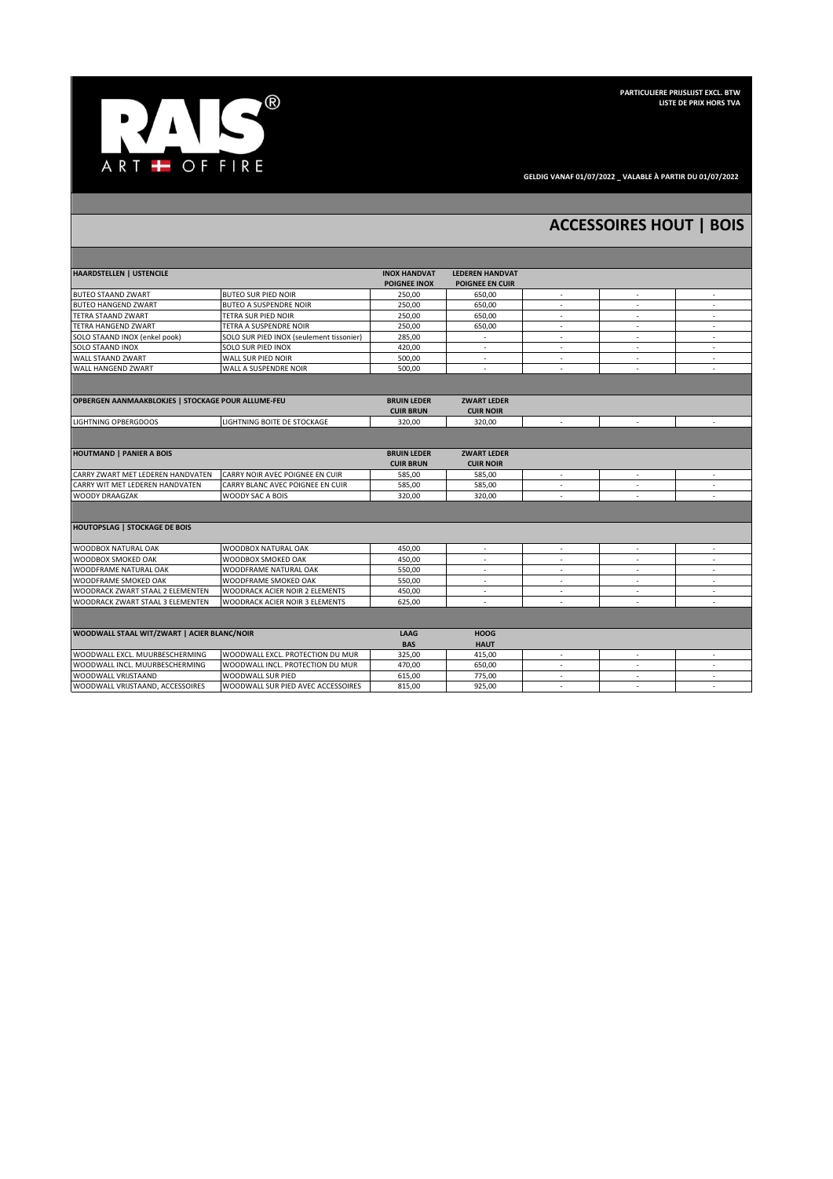RAIS®
ART OF FIRE

**PARTICULIERE PRIJSLIJST EXCL. BTW**
**LISTE DE PRIX HORS TVA**

**GELDIG VANAF 01/07/2022 _ VALABLE À PARTIR DU 01/07/2022**

# ACCESSOIRES HOUT | BOIS

| **HAARDSTELLEN \| USTENCILE** | | **INOX HANDVAT POIGNEE INOX** | **LEDEREN HANDVAT POIGNEE EN CUIR** | | | |
|---|---|---|---|---|---|---|
| BUTEO STAAND ZWART | BUTEO SUR PIED NOIR | 250,00 | 650,00 | - | - | - |
| BUTEO HANGEND ZWART | BUTEO A SUSPENDRE NOIR | 250,00 | 650,00 | - | - | - |
| TETRA STAAND ZWART | TETRA SUR PIED NOIR | 250,00 | 650,00 | - | - | - |
| TETRA HANGEND ZWART | TETRA A SUSPENDRE NOIR | 250,00 | 650,00 | - | - | - |
| SOLO STAAND INOX (enkel pook) | SOLO SUR PIED INOX (seulement tissonier) | 285,00 | - | - | - | - |
| SOLO STAAND INOX | SOLO SUR PIED INOX | 420,00 | - | - | - | - |
| WALL STAAND ZWART | WALL SUR PIED NOIR | 500,00 | - | - | - | - |
| WALL HANGEND ZWART | WALL A SUSPENDRE NOIR | 500,00 | - | - | - | - |

| **OPBERGEN AANMAAKBLOKJES \| STOCKAGE POUR ALLUME-FEU** | | **BRUIN LEDER CUIR BRUN** | **ZWART LEDER CUIR NOIR** | | | |
|---|---|---|---|---|---|---|
| LIGHTNING OPBERGDOOS | LIGHTNING BOITE DE STOCKAGE | 320,00 | 320,00 | - | - | - |

| **HOUTMAND \| PANIER A BOIS** | | **BRUIN LEDER CUIR BRUN** | **ZWART LEDER CUIR NOIR** | | | |
|---|---|---|---|---|---|---|
| CARRY ZWART MET LEDEREN HANDVATEN | CARRY NOIR AVEC POIGNEE EN CUIR | 585,00 | 585,00 | - | - | - |
| CARRY WIT MET LEDEREN HANDVATEN | CARRY BLANC AVEC POIGNEE EN CUIR | 585,00 | 585,00 | - | - | - |
| WOODY DRAAGZAK | WOODY SAC A BOIS | 320,00 | 320,00 | - | - | - |

| **HOUTOPSLAG \| STOCKAGE DE BOIS** | | | | | | |
|---|---|---|---|---|---|---|
| WOODBOX NATURAL OAK | WOODBOX NATURAL OAK | 450,00 | - | - | - | - |
| WOODBOX SMOKED OAK | WOODBOX SMOKED OAK | 450,00 | - | - | - | - |
| WOODFRAME NATURAL OAK | WOODFRAME NATURAL OAK | 550,00 | - | - | - | - |
| WOODFRAME SMOKED OAK | WOODFRAME SMOKED OAK | 550,00 | - | - | - | - |
| WOODRACK ZWART STAAL 2 ELEMENTEN | WOODRACK ACIER NOIR 2 ELEMENTS | 450,00 | - | - | - | - |
| WOODRACK ZWART STAAL 3 ELEMENTEN | WOODRACK ACIER NOIR 3 ELEMENTS | 625,00 | - | - | - | - |

| **WOODWALL STAAL WIT/ZWART \| ACIER BLANC/NOIR** | | **LAAG BAS** | **HOOG HAUT** | | | |
|---|---|---|---|---|---|---|
| WOODWALL EXCL. MUURBESCHERMING | WOODWALL EXCL. PROTECTION DU MUR | 325,00 | 415,00 | - | - | - |
| WOODWALL INCL. MUURBESCHERMING | WOODWALL INCL. PROTECTION DU MUR | 470,00 | 650,00 | - | - | - |
| WOODWALL VRIJSTAAND | WOODWALL SUR PIED | 615,00 | 775,00 | - | - | - |
| WOODWALL VRIJSTAAND, ACCESSOIRES | WOODWALL SUR PIED AVEC ACCESSOIRES | 815,00 | 925,00 | - | - | - |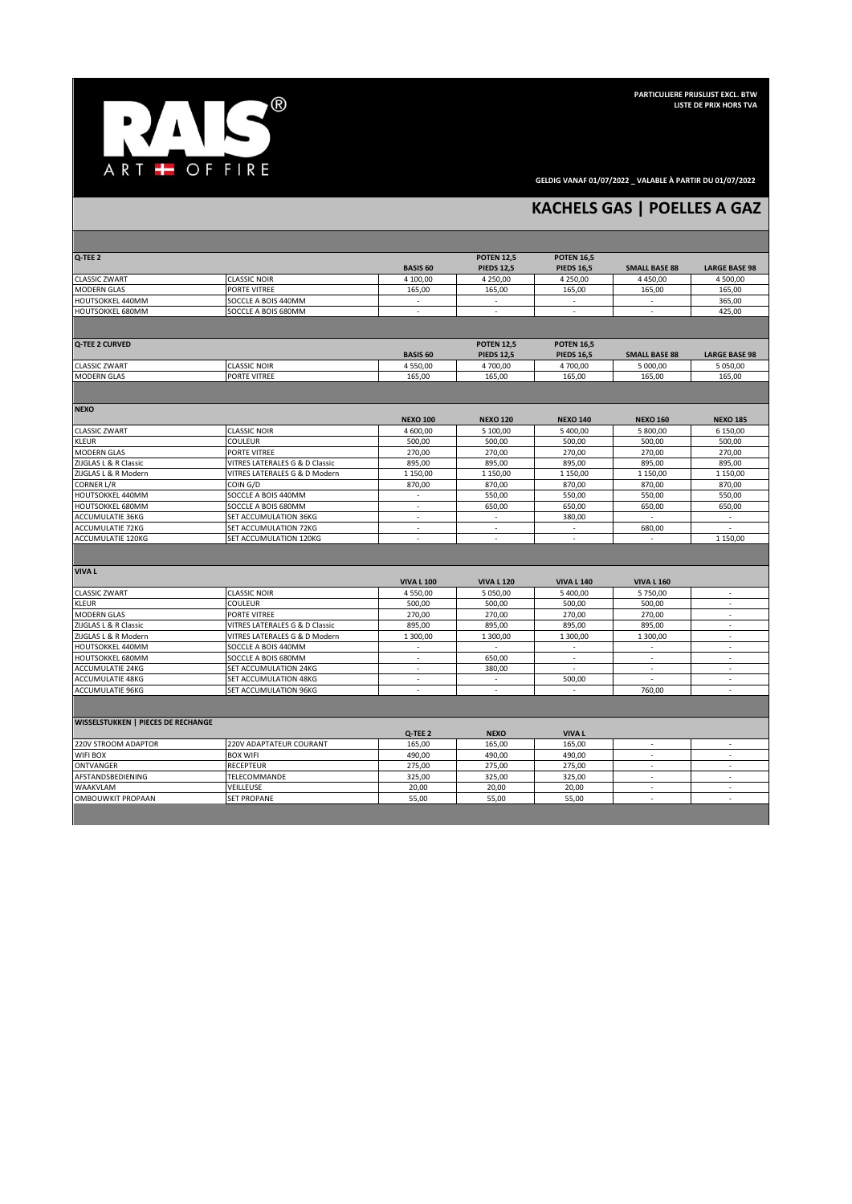RAIS® ART OF FIRE

**PARTICULIERE PRIJSLIJST EXCL. BTW**
**LISTE DE PRIX HORS TVA**

**GELDIG VANAF 01/07/2022 _ VALABLE À PARTIR DU 01/07/2022**

# KACHELS GAS | POELLES A GAZ

| Q-TEE 2 | | BASIS 60 | POTEN 12,5 PIEDS 12,5 | POTEN 16,5 PIEDS 16,5 | SMALL BASE 88 | LARGE BASE 98 |
|---|---|---|---|---|---|---|
| CLASSIC ZWART | CLASSIC NOIR | 4 100,00 | 4 250,00 | 4 250,00 | 4 450,00 | 4 500,00 |
| MODERN GLAS | PORTE VITREE | 165,00 | 165,00 | 165,00 | 165,00 | 165,00 |
| HOUTSOKKEL 440MM | SOCCLE A BOIS 440MM | - | - | - | - | 365,00 |
| HOUTSOKKEL 680MM | SOCCLE A BOIS 680MM | - | - | - | - | 425,00 |

| Q-TEE 2 CURVED | | BASIS 60 | POTEN 12,5 PIEDS 12,5 | POTEN 16,5 PIEDS 16,5 | SMALL BASE 88 | LARGE BASE 98 |
|---|---|---|---|---|---|---|
| CLASSIC ZWART | CLASSIC NOIR | 4 550,00 | 4 700,00 | 4 700,00 | 5 000,00 | 5 050,00 |
| MODERN GLAS | PORTE VITREE | 165,00 | 165,00 | 165,00 | 165,00 | 165,00 |

| NEXO | | NEXO 100 | NEXO 120 | NEXO 140 | NEXO 160 | NEXO 185 |
|---|---|---|---|---|---|---|
| CLASSIC ZWART | CLASSIC NOIR | 4 600,00 | 5 100,00 | 5 400,00 | 5 800,00 | 6 150,00 |
| KLEUR | COULEUR | 500,00 | 500,00 | 500,00 | 500,00 | 500,00 |
| MODERN GLAS | PORTE VITREE | 270,00 | 270,00 | 270,00 | 270,00 | 270,00 |
| ZIJGLAS L & R Classic | VITRES LATERALES G & D Classic | 895,00 | 895,00 | 895,00 | 895,00 | 895,00 |
| ZIJGLAS L & R Modern | VITRES LATERALES G & D Modern | 1 150,00 | 1 150,00 | 1 150,00 | 1 150,00 | 1 150,00 |
| CORNER L/R | COIN G/D | 870,00 | 870,00 | 870,00 | 870,00 | 870,00 |
| HOUTSOKKEL 440MM | SOCCLE A BOIS 440MM | - | 550,00 | 550,00 | 550,00 | 550,00 |
| HOUTSOKKEL 680MM | SOCCLE A BOIS 680MM | - | 650,00 | 650,00 | 650,00 | 650,00 |
| ACCUMULATIE 36KG | SET ACCUMULATION 36KG | - | - | 380,00 | - | - |
| ACCUMULATIE 72KG | SET ACCUMULATION 72KG | - | - | - | 680,00 | - |
| ACCUMULATIE 120KG | SET ACCUMULATION 120KG | - | - | - | - | 1 150,00 |

| VIVA L | | VIVA L 100 | VIVA L 120 | VIVA L 140 | VIVA L 160 | |
|---|---|---|---|---|---|---|
| CLASSIC ZWART | CLASSIC NOIR | 4 550,00 | 5 050,00 | 5 400,00 | 5 750,00 | - |
| KLEUR | COULEUR | 500,00 | 500,00 | 500,00 | 500,00 | - |
| MODERN GLAS | PORTE VITREE | 270,00 | 270,00 | 270,00 | 270,00 | - |
| ZIJGLAS L & R Classic | VITRES LATERALES G & D Classic | 895,00 | 895,00 | 895,00 | 895,00 | - |
| ZIJGLAS L & R Modern | VITRES LATERALES G & D Modern | 1 300,00 | 1 300,00 | 1 300,00 | 1 300,00 | - |
| HOUTSOKKEL 440MM | SOCCLE A BOIS 440MM | - | - | - | - | - |
| HOUTSOKKEL 680MM | SOCCLE A BOIS 680MM | - | 650,00 | - | - | - |
| ACCUMULATIE 24KG | SET ACCUMULATION 24KG | - | 380,00 | - | - | - |
| ACCUMULATIE 48KG | SET ACCUMULATION 48KG | - | - | 500,00 | - | - |
| ACCUMULATIE 96KG | SET ACCUMULATION 96KG | - | - | - | 760,00 | - |

| WISSELSTUKKEN \| PIECES DE RECHANGE | | Q-TEE 2 | NEXO | VIVA L | | |
|---|---|---|---|---|---|---|
| 220V STROOM ADAPTOR | 220V ADAPTATEUR COURANT | 165,00 | 165,00 | 165,00 | - | - |
| WIFI BOX | BOX WIFI | 490,00 | 490,00 | 490,00 | - | - |
| ONTVANGER | RECEPTEUR | 275,00 | 275,00 | 275,00 | - | - |
| AFSTANDSBEDIENING | TELECOMMANDE | 325,00 | 325,00 | 325,00 | - | - |
| WAAKVLAM | VEILLEUSE | 20,00 | 20,00 | 20,00 | - | - |
| OMBOUWKIT PROPAAN | SET PROPANE | 55,00 | 55,00 | 55,00 | - | - |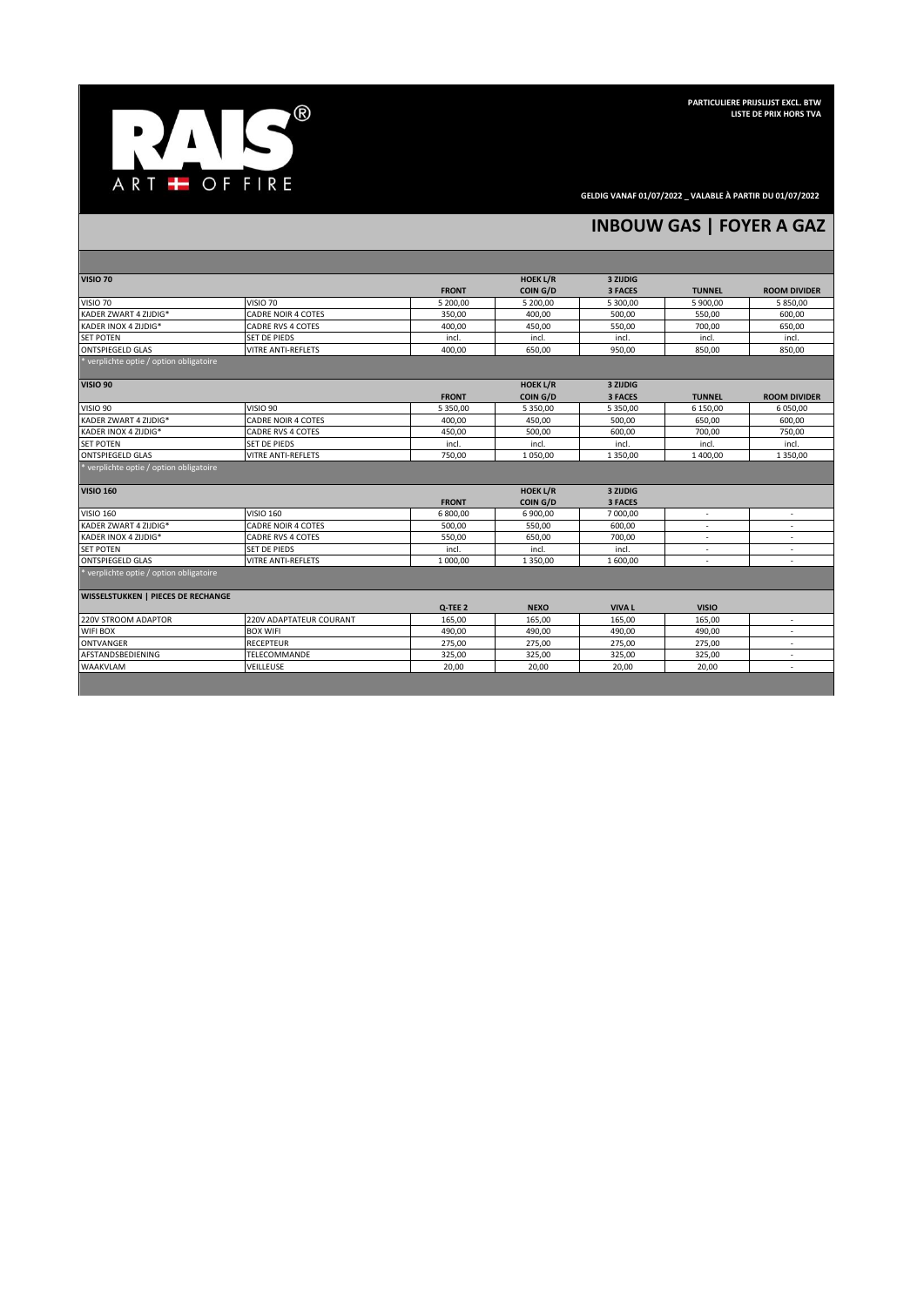RAIS®
ART OF FIRE

**PARTICULIERE PRIJSLIJST EXCL. BTW**
**LISTE DE PRIX HORS TVA**

**GELDIG VANAF 01/07/2022 _ VALABLE À PARTIR DU 01/07/2022**

# INBOUW GAS | FOYER A GAZ

| **VISIO 70** | | **FRONT** | **HOEK L/R COIN G/D** | **3 ZIJDIG 3 FACES** | **TUNNEL** | **ROOM DIVIDER** |
|---|---|---|---|---|---|---|
| VISIO 70 | VISIO 70 | 5 200,00 | 5 200,00 | 5 300,00 | 5 900,00 | 5 850,00 |
| KADER ZWART 4 ZIJDIG* | CADRE NOIR 4 COTES | 350,00 | 400,00 | 500,00 | 550,00 | 600,00 |
| KADER INOX 4 ZIJDIG* | CADRE RVS 4 COTES | 400,00 | 450,00 | 550,00 | 700,00 | 650,00 |
| SET POTEN | SET DE PIEDS | incl. | incl. | incl. | incl. | incl. |
| ONTSPIEGELD GLAS | VITRE ANTI-REFLETS | 400,00 | 650,00 | 950,00 | 850,00 | 850,00 |

* verplichte optie / option obligatoire

| **VISIO 90** | | **FRONT** | **HOEK L/R COIN G/D** | **3 ZIJDIG 3 FACES** | **TUNNEL** | **ROOM DIVIDER** |
|---|---|---|---|---|---|---|
| VISIO 90 | VISIO 90 | 5 350,00 | 5 350,00 | 5 350,00 | 6 150,00 | 6 050,00 |
| KADER ZWART 4 ZIJDIG* | CADRE NOIR 4 COTES | 400,00 | 450,00 | 500,00 | 650,00 | 600,00 |
| KADER INOX 4 ZIJDIG* | CADRE RVS 4 COTES | 450,00 | 500,00 | 600,00 | 700,00 | 750,00 |
| SET POTEN | SET DE PIEDS | incl. | incl. | incl. | incl. | incl. |
| ONTSPIEGELD GLAS | VITRE ANTI-REFLETS | 750,00 | 1 050,00 | 1 350,00 | 1 400,00 | 1 350,00 |

* verplichte optie / option obligatoire

| **VISIO 160** | | **FRONT** | **HOEK L/R COIN G/D** | **3 ZIJDIG 3 FACES** | | |
|---|---|---|---|---|---|---|
| VISIO 160 | VISIO 160 | 6 800,00 | 6 900,00 | 7 000,00 | - | - |
| KADER ZWART 4 ZIJDIG* | CADRE NOIR 4 COTES | 500,00 | 550,00 | 600,00 | - | - |
| KADER INOX 4 ZIJDIG* | CADRE RVS 4 COTES | 550,00 | 650,00 | 700,00 | - | - |
| SET POTEN | SET DE PIEDS | incl. | incl. | incl. | - | - |
| ONTSPIEGELD GLAS | VITRE ANTI-REFLETS | 1 000,00 | 1 350,00 | 1 600,00 | - | - |

* verplichte optie / option obligatoire

| **WISSELSTUKKEN \| PIECES DE RECHANGE** | | **Q-TEE 2** | **NEXO** | **VIVA L** | **VISIO** | |
|---|---|---|---|---|---|---|
| 220V STROOM ADAPTOR | 220V ADAPTATEUR COURANT | 165,00 | 165,00 | 165,00 | 165,00 | - |
| WIFI BOX | BOX WIFI | 490,00 | 490,00 | 490,00 | 490,00 | - |
| ONTVANGER | RECEPTEUR | 275,00 | 275,00 | 275,00 | 275,00 | - |
| AFSTANDSBEDIENING | TELECOMMANDE | 325,00 | 325,00 | 325,00 | 325,00 | - |
| WAAKVLAM | VEILLEUSE | 20,00 | 20,00 | 20,00 | 20,00 | - |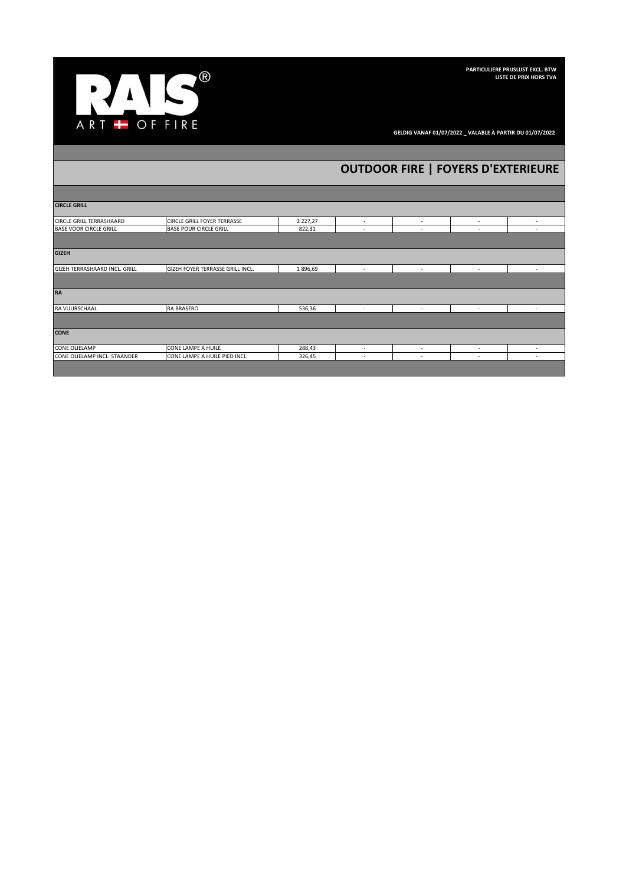**PARTICULIERE PRIJSLIJST EXCL. BTW**
**LISTE DE PRIX HORS TVA**

**GELDIG VANAF 01/07/2022 _ VALABLE À PARTIR DU 01/07/2022**

# OUTDOOR FIRE | FOYERS D'EXTERIEURE

| | | | | | | |
|---|---|---|---|---|---|---|
| **CIRCLE GRILL** | | | | | | |
| CIRCLE GRILL TERRASHAARD | CIRCLE GRILL FOYER TERRASSE | 2 227,27 | - | - | - | - |
| BASE VOOR CIRCLE GRILL | BASE POUR CIRCLE GRILL | 822,31 | - | - | - | - |
| **GIZEH** | | | | | | |
| GIZEH TERRASHAARD INCL. GRILL | GIZEH FOYER TERRASSE GRILL INCL. | 1 896,69 | - | - | - | - |
| **RA** | | | | | | |
| RA VUURSCHAAL | RA BRASERO | 536,36 | - | - | - | - |
| **CONE** | | | | | | |
| CONE OLIELAMP | CONE LAMPE A HUILE | 288,43 | - | - | - | - |
| CONE OLIELAMP INCL. STAANDER | CONE LAMPE A HUILE PIED INCL. | 326,45 | - | - | - | - |